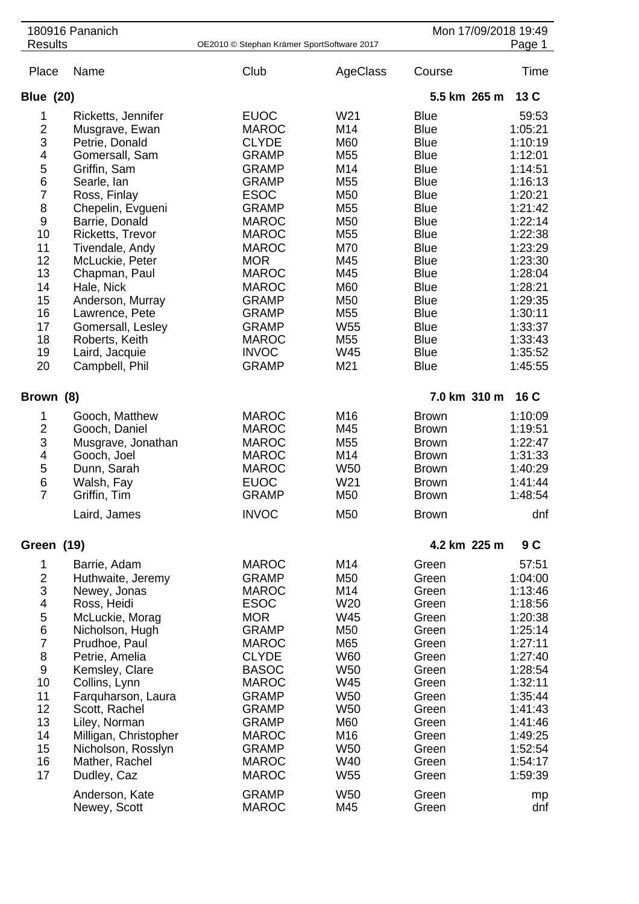180916 Pananich

Results

Mon 17/09/2018 19:49

| Place | Name | Club | AgeClass | Course | Time |
|---|---|---|---|---|---|
| **Blue (20)** | | | | **5.5 km 265 m** | **13 C** |
| 1 | Ricketts, Jennifer | EUOC | W21 | Blue | 59:53 |
| 2 | Musgrave, Ewan | MAROC | M14 | Blue | 1:05:21 |
| 3 | Petrie, Donald | CLYDE | M60 | Blue | 1:10:19 |
| 4 | Gomersall, Sam | GRAMP | M55 | Blue | 1:12:01 |
| 5 | Griffin, Sam | GRAMP | M14 | Blue | 1:14:51 |
| 6 | Searle, Ian | GRAMP | M55 | Blue | 1:16:13 |
| 7 | Ross, Finlay | ESOC | M50 | Blue | 1:20:21 |
| 8 | Chepelin, Evgueni | GRAMP | M55 | Blue | 1:21:42 |
| 9 | Barrie, Donald | MAROC | M50 | Blue | 1:22:14 |
| 10 | Ricketts, Trevor | MAROC | M55 | Blue | 1:22:38 |
| 11 | Tivendale, Andy | MAROC | M70 | Blue | 1:23:29 |
| 12 | McLuckie, Peter | MOR | M45 | Blue | 1:23:30 |
| 13 | Chapman, Paul | MAROC | M45 | Blue | 1:28:04 |
| 14 | Hale, Nick | MAROC | M60 | Blue | 1:28:21 |
| 15 | Anderson, Murray | GRAMP | M50 | Blue | 1:29:35 |
| 16 | Lawrence, Pete | GRAMP | M55 | Blue | 1:30:11 |
| 17 | Gomersall, Lesley | GRAMP | W55 | Blue | 1:33:37 |
| 18 | Roberts, Keith | MAROC | M55 | Blue | 1:33:43 |
| 19 | Laird, Jacquie | INVOC | W45 | Blue | 1:35:52 |
| 20 | Campbell, Phil | GRAMP | M21 | Blue | 1:45:55 |
| **Brown (8)** | | | | **7.0 km 310 m** | **16 C** |
| 1 | Gooch, Matthew | MAROC | M16 | Brown | 1:10:09 |
| 2 | Gooch, Daniel | MAROC | M45 | Brown | 1:19:51 |
| 3 | Musgrave, Jonathan | MAROC | M55 | Brown | 1:22:47 |
| 4 | Gooch, Joel | MAROC | M14 | Brown | 1:31:33 |
| 5 | Dunn, Sarah | MAROC | W50 | Brown | 1:40:29 |
| 6 | Walsh, Fay | EUOC | W21 | Brown | 1:41:44 |
| 7 | Griffin, Tim | GRAMP | M50 | Brown | 1:48:54 |
| | Laird, James | INVOC | M50 | Brown | dnf |
| **Green (19)** | | | | **4.2 km 225 m** | **9 C** |
| 1 | Barrie, Adam | MAROC | M14 | Green | 57:51 |
| 2 | Huthwaite, Jeremy | GRAMP | M50 | Green | 1:04:00 |
| 3 | Newey, Jonas | MAROC | M14 | Green | 1:13:46 |
| 4 | Ross, Heidi | ESOC | W20 | Green | 1:18:56 |
| 5 | McLuckie, Morag | MOR | W45 | Green | 1:20:38 |
| 6 | Nicholson, Hugh | GRAMP | M50 | Green | 1:25:14 |
| 7 | Prudhoe, Paul | MAROC | M65 | Green | 1:27:11 |
| 8 | Petrie, Amelia | CLYDE | W60 | Green | 1:27:40 |
| 9 | Kemsley, Clare | BASOC | W50 | Green | 1:28:54 |
| 10 | Collins, Lynn | MAROC | W45 | Green | 1:32:11 |
| 11 | Farquharson, Laura | GRAMP | W50 | Green | 1:35:44 |
| 12 | Scott, Rachel | GRAMP | W50 | Green | 1:41:43 |
| 13 | Liley, Norman | GRAMP | M60 | Green | 1:41:46 |
| 14 | Milligan, Christopher | MAROC | M16 | Green | 1:49:25 |
| 15 | Nicholson, Rosslyn | GRAMP | W50 | Green | 1:52:54 |
| 16 | Mather, Rachel | MAROC | W40 | Green | 1:54:17 |
| 17 | Dudley, Caz | MAROC | W55 | Green | 1:59:39 |
| | Anderson, Kate | GRAMP | W50 | Green | mp |
| | Newey, Scott | MAROC | M45 | Green | dnf |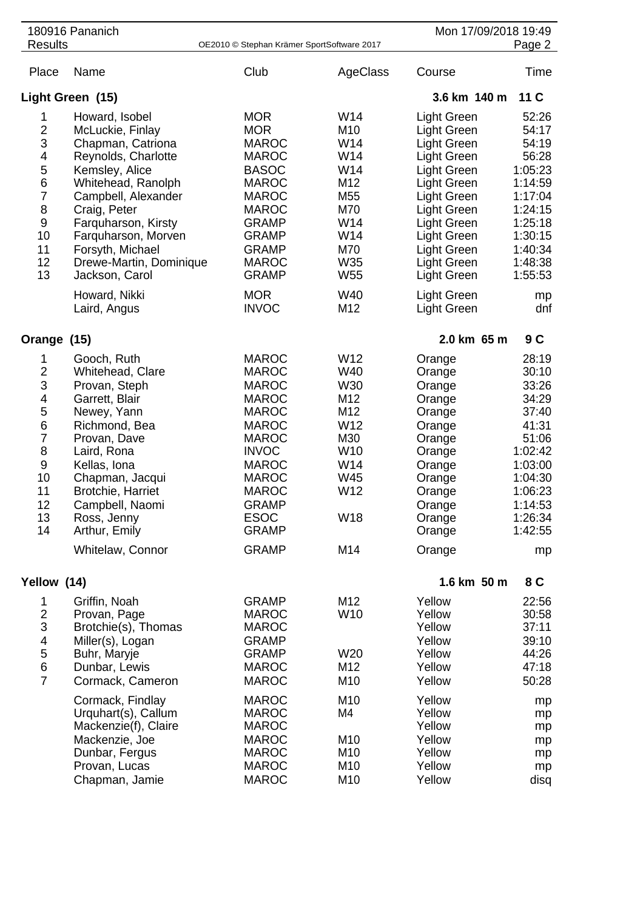180916 Pananich

Results

| Place | Name | Club | AgeClass | Course | Time |
|---|---|---|---|---|---|

## Light Green (15)

3.6 km 140 m 11 C

| Place | Name | Club | AgeClass | Course | Time |
|---|---|---|---|---|---|
| 1 | Howard, Isobel | MOR | W14 | Light Green | 52:26 |
| 2 | McLuckie, Finlay | MOR | M10 | Light Green | 54:17 |
| 3 | Chapman, Catriona | MAROC | W14 | Light Green | 54:19 |
| 4 | Reynolds, Charlotte | MAROC | W14 | Light Green | 56:28 |
| 5 | Kemsley, Alice | BASOC | W14 | Light Green | 1:05:23 |
| 6 | Whitehead, Ranolph | MAROC | M12 | Light Green | 1:14:59 |
| 7 | Campbell, Alexander | MAROC | M55 | Light Green | 1:17:04 |
| 8 | Craig, Peter | MAROC | M70 | Light Green | 1:24:15 |
| 9 | Farquharson, Kirsty | GRAMP | W14 | Light Green | 1:25:18 |
| 10 | Farquharson, Morven | GRAMP | W14 | Light Green | 1:30:15 |
| 11 | Forsyth, Michael | GRAMP | M70 | Light Green | 1:40:34 |
| 12 | Drewe-Martin, Dominique | MAROC | W35 | Light Green | 1:48:38 |
| 13 | Jackson, Carol | GRAMP | W55 | Light Green | 1:55:53 |
| | Howard, Nikki | MOR | W40 | Light Green | mp |
| | Laird, Angus | INVOC | M12 | Light Green | dnf |

## Orange (15)

2.0 km 65 m 9 C

| Place | Name | Club | AgeClass | Course | Time |
|---|---|---|---|---|---|
| 1 | Gooch, Ruth | MAROC | W12 | Orange | 28:19 |
| 2 | Whitehead, Clare | MAROC | W40 | Orange | 30:10 |
| 3 | Provan, Steph | MAROC | W30 | Orange | 33:26 |
| 4 | Garrett, Blair | MAROC | M12 | Orange | 34:29 |
| 5 | Newey, Yann | MAROC | M12 | Orange | 37:40 |
| 6 | Richmond, Bea | MAROC | W12 | Orange | 41:31 |
| 7 | Provan, Dave | MAROC | M30 | Orange | 51:06 |
| 8 | Laird, Rona | INVOC | W10 | Orange | 1:02:42 |
| 9 | Kellas, Iona | MAROC | W14 | Orange | 1:03:00 |
| 10 | Chapman, Jacqui | MAROC | W45 | Orange | 1:04:30 |
| 11 | Brotchie, Harriet | MAROC | W12 | Orange | 1:06:23 |
| 12 | Campbell, Naomi | GRAMP | | Orange | 1:14:53 |
| 13 | Ross, Jenny | ESOC | W18 | Orange | 1:26:34 |
| 14 | Arthur, Emily | GRAMP | | Orange | 1:42:55 |
| | Whitelaw, Connor | GRAMP | M14 | Orange | mp |

## Yellow (14)

1.6 km 50 m 8 C

| Place | Name | Club | AgeClass | Course | Time |
|---|---|---|---|---|---|
| 1 | Griffin, Noah | GRAMP | M12 | Yellow | 22:56 |
| 2 | Provan, Page | MAROC | W10 | Yellow | 30:58 |
| 3 | Brotchie(s), Thomas | MAROC | | Yellow | 37:11 |
| 4 | Miller(s), Logan | GRAMP | | Yellow | 39:10 |
| 5 | Buhr, Maryje | GRAMP | W20 | Yellow | 44:26 |
| 6 | Dunbar, Lewis | MAROC | M12 | Yellow | 47:18 |
| 7 | Cormack, Cameron | MAROC | M10 | Yellow | 50:28 |
| | Cormack, Findlay | MAROC | M10 | Yellow | mp |
| | Urquhart(s), Callum | MAROC | M4 | Yellow | mp |
| | Mackenzie(f), Claire | MAROC | | Yellow | mp |
| | Mackenzie, Joe | MAROC | M10 | Yellow | mp |
| | Dunbar, Fergus | MAROC | M10 | Yellow | mp |
| | Provan, Lucas | MAROC | M10 | Yellow | mp |
| | Chapman, Jamie | MAROC | M10 | Yellow | disq |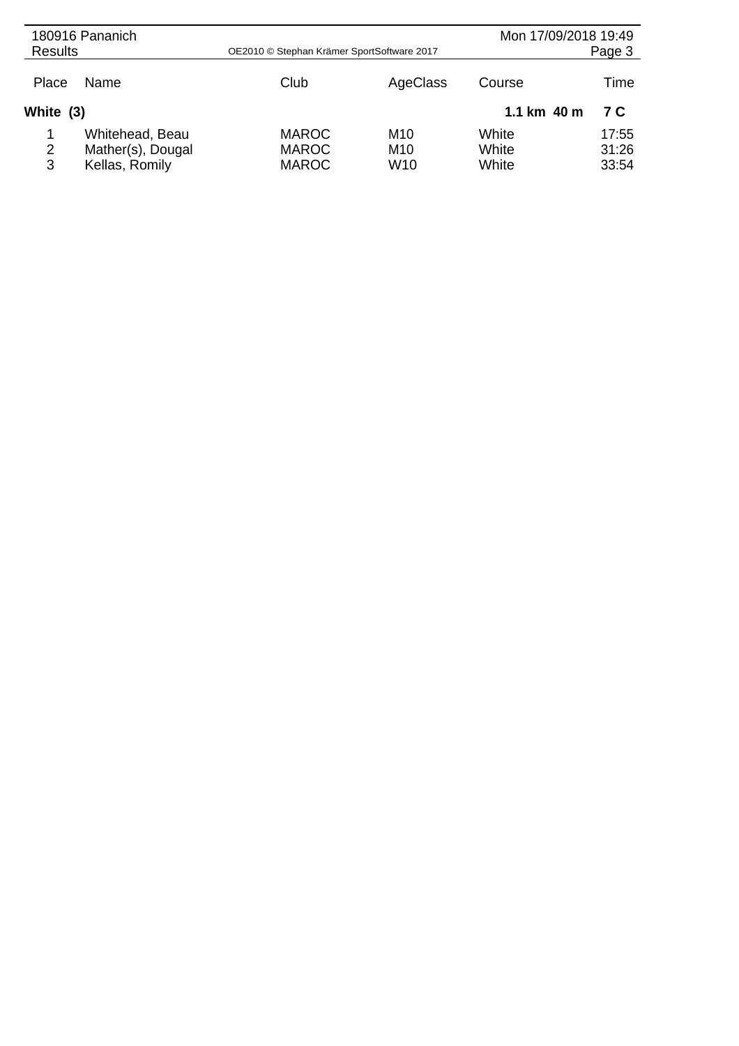| Place | Name | Club | AgeClass | Course | Time |
|---|---|---|---|---|---|
| **White (3)** | | | | **1.1 km 40 m** | **7 C** |
| 1 | Whitehead, Beau | MAROC | M10 | White | 17:55 |
| 2 | Mather(s), Dougal | MAROC | M10 | White | 31:26 |
| 3 | Kellas, Romily | MAROC | W10 | White | 33:54 |